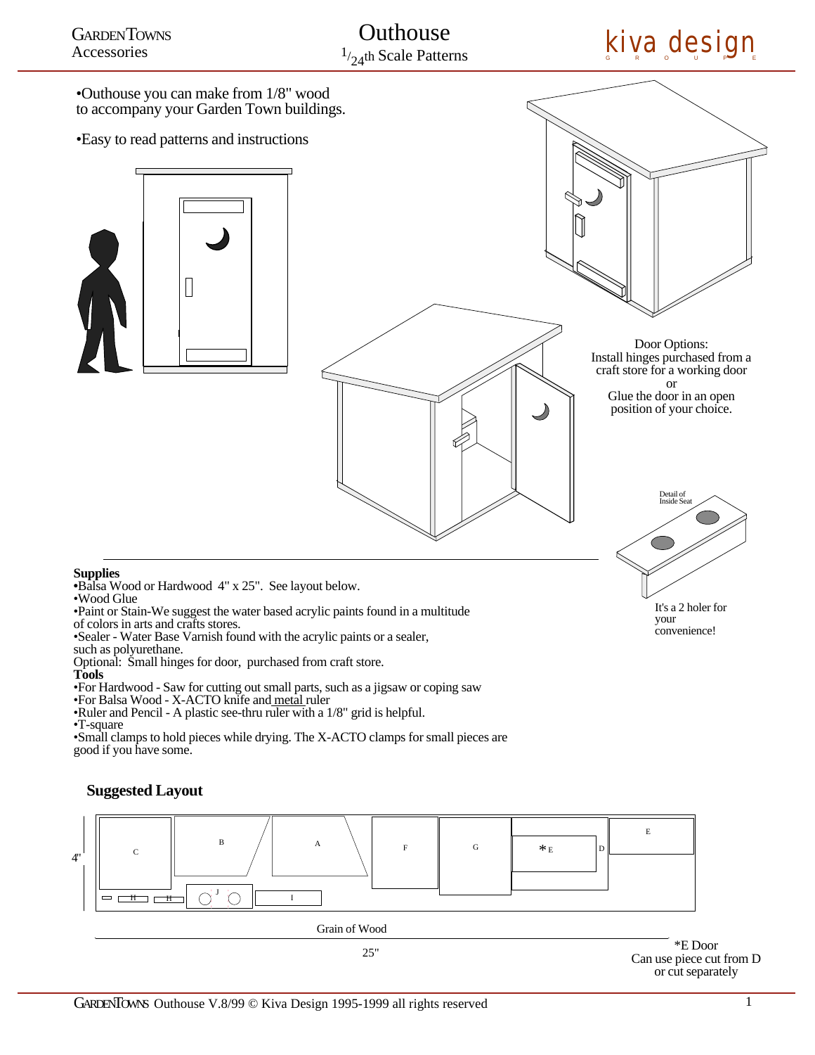# Outhouse

## 1/24th Scale Patterns

GARDENTOWNS Accessories

kiva design GROUP

- Outhouse you can make from 1/8" wood to accompany your Garden Town buildings.
- Easy to read patterns and instructions

Door Options:
Install hinges purchased from a craft store for a working door
or
Glue the door in an open position of your choice.

Detail of Inside Seat

It's a 2 holer for your convenience!

**Supplies**

- Balsa Wood or Hardwood 4" x 25". See layout below.
- Wood Glue
- Paint or Stain-We suggest the water based acrylic paints found in a multitude of colors in arts and crafts stores.
- Sealer - Water Base Varnish found with the acrylic paints or a sealer, such as polyurethane.

Optional: Small hinges for door, purchased from craft store.

**Tools**

- For Hardwood - Saw for cutting out small parts, such as a jigsaw or coping saw
- For Balsa Wood - X-ACTO knife and metal ruler
- Ruler and Pencil - A plastic see-thru ruler with a 1/8" grid is helpful.
- T-square
- Small clamps to hold pieces while drying. The X-ACTO clamps for small pieces are good if you have some.

## Suggested Layout

4"

C, B, A, F, G, *E, D, E, H, H, J, I

Grain of Wood

25"

*E Door
Can use piece cut from D or cut separately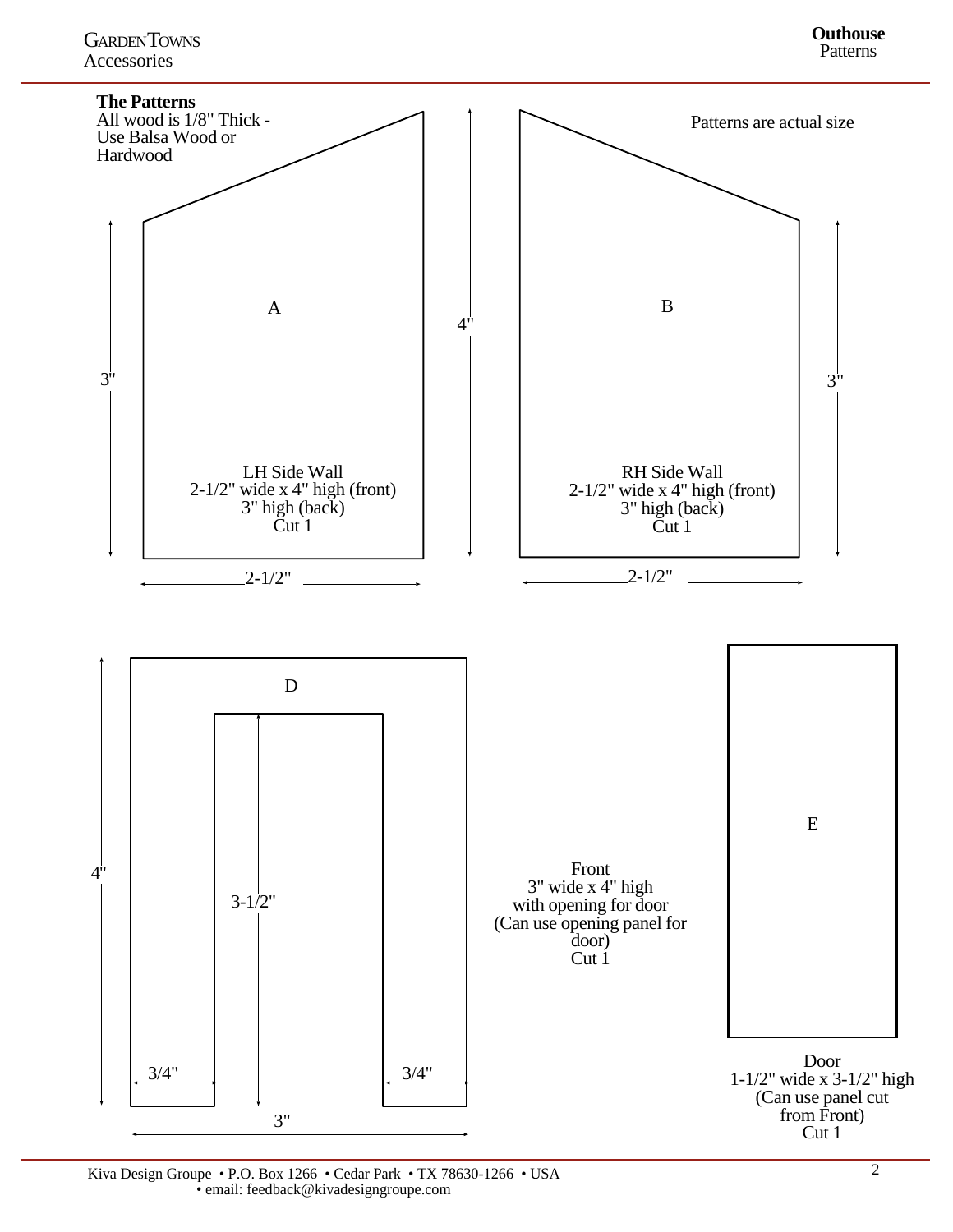**The Patterns**
All wood is 1/8" Thick - Use Balsa Wood or Hardwood

Patterns are actual size

A

3"

4"

LH Side Wall
2-1/2" wide x 4" high (front)
3" high (back)
Cut 1

2-1/2"

B

3"

RH Side Wall
2-1/2" wide x 4" high (front)
3" high (back)
Cut 1

2-1/2"

D

4"

3-1/2"

3/4"

3/4"

3"

Front
3" wide x 4" high
with opening for door
(Can use opening panel for door)
Cut 1

E

Door
1-1/2" wide x 3-1/2" high
(Can use panel cut from Front)
Cut 1

Kiva Design Groupe • P.O. Box 1266 • Cedar Park • TX 78630-1266 • USA
• email: feedback@kivadesigngroupe.com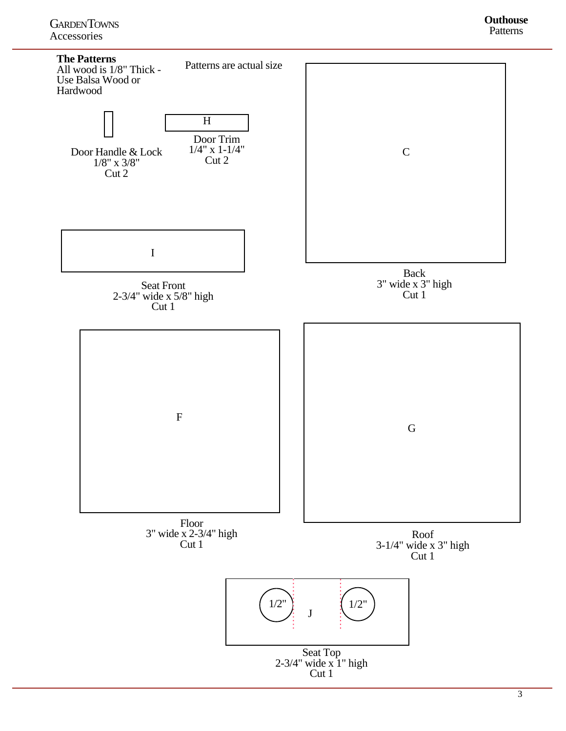**The Patterns**
All wood is 1/8" Thick - Use Balsa Wood or Hardwood

Patterns are actual size

Door Handle & Lock
1/8" x 3/8"
Cut 2

H

Door Trim
1/4" x 1-1/4"
Cut 2

C

Back
3" wide x 3" high
Cut 1

I

Seat Front
2-3/4" wide x 5/8" high
Cut 1

F

Floor
3" wide x 2-3/4" high
Cut 1

G

Roof
3-1/4" wide x 3" high
Cut 1

1/2" J 1/2"

Seat Top
2-3/4" wide x 1" high
Cut 1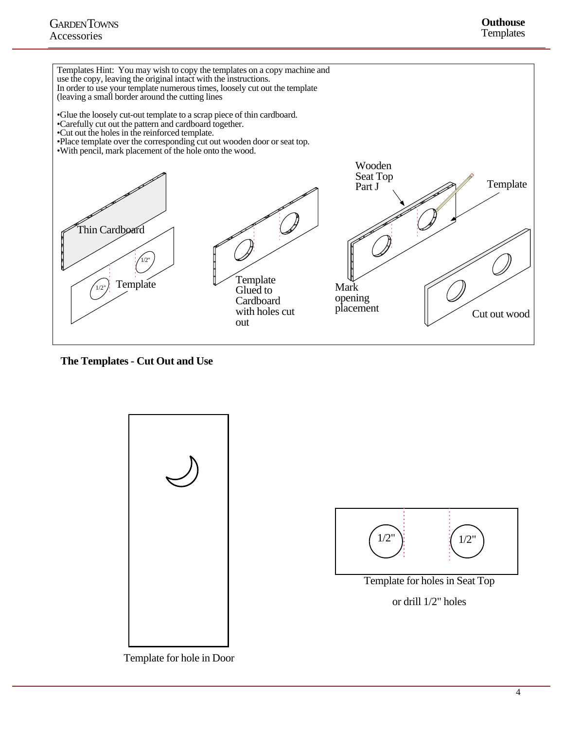Templates Hint: You may wish to copy the templates on a copy machine and use the copy, leaving the original intact with the instructions.
In order to use your template numerous times, loosely cut out the template (leaving a small border around the cutting lines

- Glue the loosely cut-out template to a scrap piece of thin cardboard.
- Carefully cut out the pattern and cardboard together.
- Cut out the holes in the reinforced template.
- Place template over the corresponding cut out wooden door or seat top.
- With pencil, mark placement of the hole onto the wood.

Thin Cardboard

1/2"

1/2"

Template

Template Glued to Cardboard with holes cut out

Wooden Seat Top Part J

Template

Mark opening placement

Cut out wood

**The Templates - Cut Out and Use**

Template for hole in Door

1/2"

1/2"

Template for holes in Seat Top

or drill 1/2" holes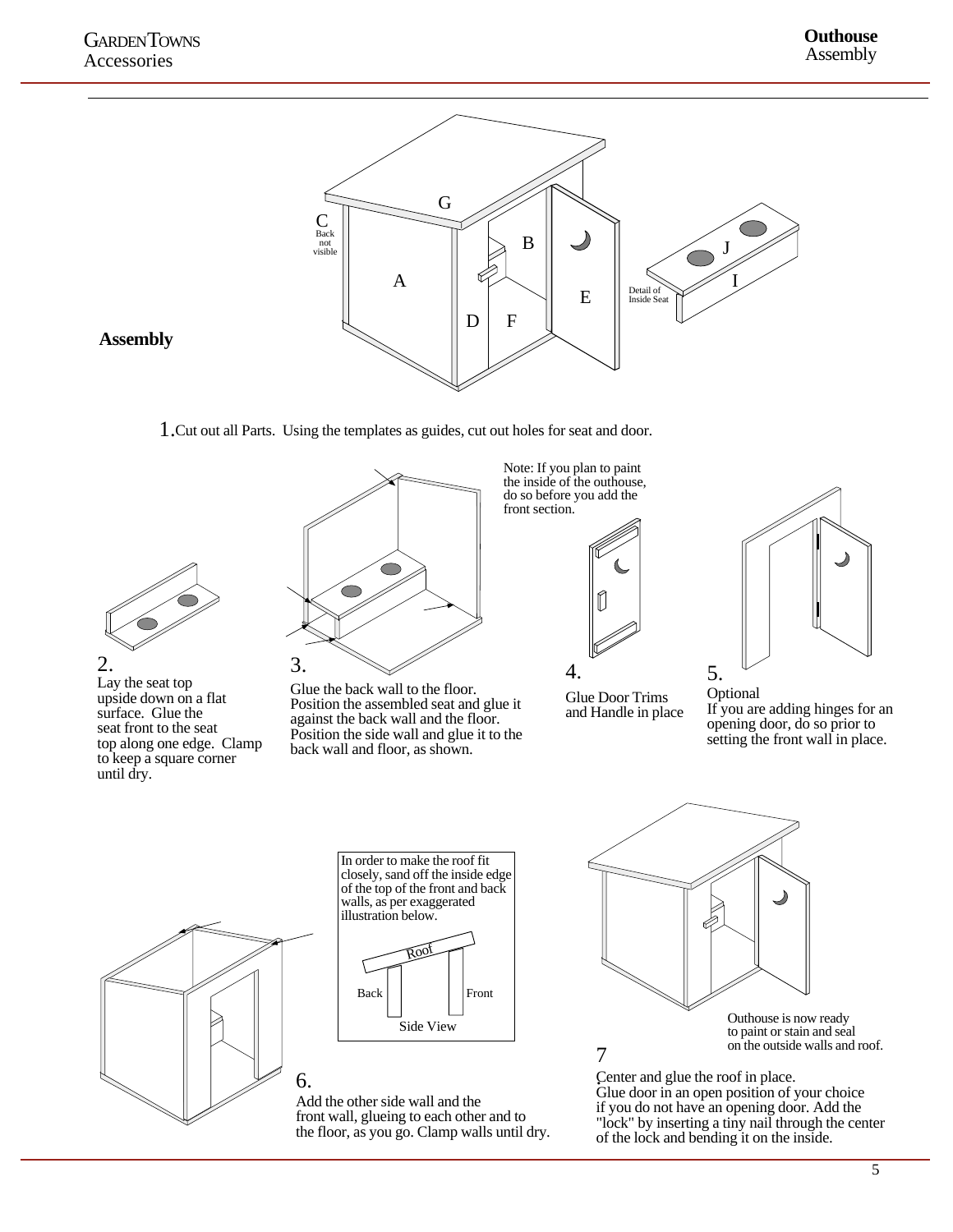## Assembly

A B C Back not visible D E F G

Detail of Inside Seat

I J

1. Cut out all Parts. Using the templates as guides, cut out holes for seat and door.

2. Lay the seat top upside down on a flat surface. Glue the seat front to the seat top along one edge. Clamp to keep a square corner until dry.

3. Glue the back wall to the floor. Position the assembled seat and glue it against the back wall and the floor. Position the side wall and glue it to the back wall and floor, as shown.

Note: If you plan to paint the inside of the outhouse, do so before you add the front section.

4. Glue Door Trims and Handle in place

5. Optional
If you are adding hinges for an opening door, do so prior to setting the front wall in place.

In order to make the roof fit closely, sand off the inside edge of the top of the front and back walls, as per exaggerated illustration below.

Roof

Back

Front

Side View

6. Add the other side wall and the front wall, glueing to each other and to the floor, as you go. Clamp walls until dry.

Outhouse is now ready to paint or stain and seal on the outside walls and roof.

7. Center and glue the roof in place.
Glue door in an open position of your choice if you do not have an opening door. Add the "lock" by inserting a tiny nail through the center of the lock and bending it on the inside.